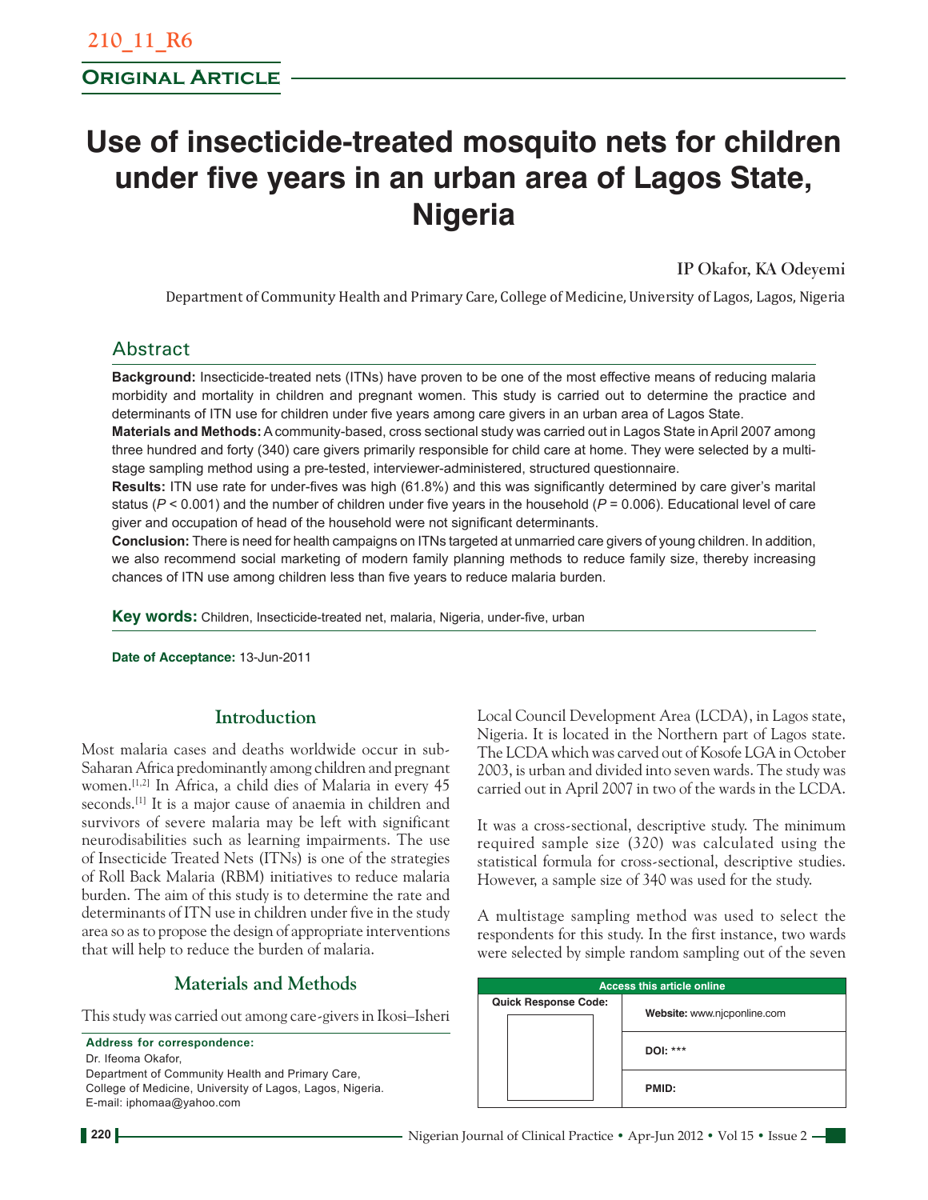210_11_R6

**Original Article**

# Use of insecticide-treated mosquito nets for children under five years in an urban area of Lagos State, Nigeria

**IP Okafor, KA Odeyemi**

Department of Community Health and Primary Care, College of Medicine, University of Lagos, Lagos, Nigeria

## Abstract

**Background:** Insecticide-treated nets (ITNs) have proven to be one of the most effective means of reducing malaria morbidity and mortality in children and pregnant women. This study is carried out to determine the practice and determinants of ITN use for children under five years among care givers in an urban area of Lagos State.

**Materials and Methods:** A community-based, cross sectional study was carried out in Lagos State in April 2007 among three hundred and forty (340) care givers primarily responsible for child care at home. They were selected by a multi-stage sampling method using a pre-tested, interviewer-administered, structured questionnaire.

**Results:** ITN use rate for under-fives was high (61.8%) and this was significantly determined by care giver's marital status ($P < 0.001$) and the number of children under five years in the household ($P = 0.006$). Educational level of care giver and occupation of head of the household were not significant determinants.

**Conclusion:** There is need for health campaigns on ITNs targeted at unmarried care givers of young children. In addition, we also recommend social marketing of modern family planning methods to reduce family size, thereby increasing chances of ITN use among children less than five years to reduce malaria burden.

**Key words:** Children, Insecticide-treated net, malaria, Nigeria, under-five, urban

**Date of Acceptance:** 13-Jun-2011

## Introduction

Most malaria cases and deaths worldwide occur in sub-Saharan Africa predominantly among children and pregnant women.[1,2] In Africa, a child dies of Malaria in every 45 seconds.[1] It is a major cause of anaemia in children and survivors of severe malaria may be left with significant neurodisabilities such as learning impairments. The use of Insecticide Treated Nets (ITNs) is one of the strategies of Roll Back Malaria (RBM) initiatives to reduce malaria burden. The aim of this study is to determine the rate and determinants of ITN use in children under five in the study area so as to propose the design of appropriate interventions that will help to reduce the burden of malaria.

## Materials and Methods

This study was carried out among care-givers in Ikosi–Isheri Local Council Development Area (LCDA), in Lagos state, Nigeria. It is located in the Northern part of Lagos state. The LCDA which was carved out of Kosofe LGA in October 2003, is urban and divided into seven wards. The study was carried out in April 2007 in two of the wards in the LCDA.

It was a cross-sectional, descriptive study. The minimum required sample size (320) was calculated using the statistical formula for cross-sectional, descriptive studies. However, a sample size of 340 was used for the study.

A multistage sampling method was used to select the respondents for this study. In the first instance, two wards were selected by simple random sampling out of the seven

**Address for correspondence:**
Dr. Ifeoma Okafor,
Department of Community Health and Primary Care,
College of Medicine, University of Lagos, Lagos, Nigeria.
E-mail: iphomaa@yahoo.com

| Access this article online | |
|---|---|
| Quick Response Code: | Website: www.njcponline.com |
| | DOI: *** |
| | PMID: |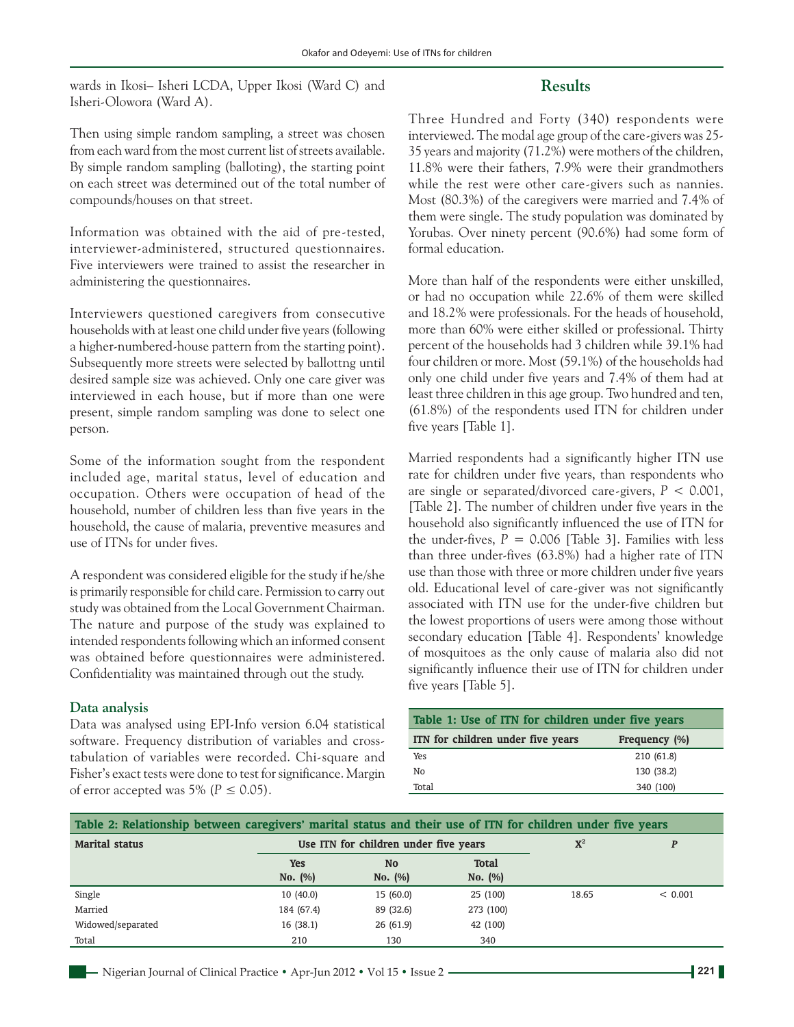wards in Ikosi– Isheri LCDA, Upper Ikosi (Ward C) and Isheri-Olowora (Ward A).

Then using simple random sampling, a street was chosen from each ward from the most current list of streets available. By simple random sampling (balloting), the starting point on each street was determined out of the total number of compounds/houses on that street.

Information was obtained with the aid of pre-tested, interviewer-administered, structured questionnaires. Five interviewers were trained to assist the researcher in administering the questionnaires.

Interviewers questioned caregivers from consecutive households with at least one child under five years (following a higher-numbered-house pattern from the starting point). Subsequently more streets were selected by ballottng until desired sample size was achieved. Only one care giver was interviewed in each house, but if more than one were present, simple random sampling was done to select one person.

Some of the information sought from the respondent included age, marital status, level of education and occupation. Others were occupation of head of the household, number of children less than five years in the household, the cause of malaria, preventive measures and use of ITNs for under fives.

A respondent was considered eligible for the study if he/she is primarily responsible for child care. Permission to carry out study was obtained from the Local Government Chairman. The nature and purpose of the study was explained to intended respondents following which an informed consent was obtained before questionnaires were administered. Confidentiality was maintained through out the study.

### Data analysis

Data was analysed using EPI-Info version 6.04 statistical software. Frequency distribution of variables and cross-tabulation of variables were recorded. Chi-square and Fisher's exact tests were done to test for significance. Margin of error accepted was 5% ($P \leq 0.05$).

## Results

Three Hundred and Forty (340) respondents were interviewed. The modal age group of the care-givers was 25-35 years and majority (71.2%) were mothers of the children, 11.8% were their fathers, 7.9% were their grandmothers while the rest were other care-givers such as nannies. Most (80.3%) of the caregivers were married and 7.4% of them were single. The study population was dominated by Yorubas. Over ninety percent (90.6%) had some form of formal education.

More than half of the respondents were either unskilled, or had no occupation while 22.6% of them were skilled and 18.2% were professionals. For the heads of household, more than 60% were either skilled or professional. Thirty percent of the households had 3 children while 39.1% had four children or more. Most (59.1%) of the households had only one child under five years and 7.4% of them had at least three children in this age group. Two hundred and ten, (61.8%) of the respondents used ITN for children under five years [Table 1].

Married respondents had a significantly higher ITN use rate for children under five years, than respondents who are single or separated/divorced care-givers, $P < 0.001$, [Table 2]. The number of children under five years in the household also significantly influenced the use of ITN for the under-fives, $P = 0.006$ [Table 3]. Families with less than three under-fives (63.8%) had a higher rate of ITN use than those with three or more children under five years old. Educational level of care-giver was not significantly associated with ITN use for the under-five children but the lowest proportions of users were among those without secondary education [Table 4]. Respondents' knowledge of mosquitoes as the only cause of malaria also did not significantly influence their use of ITN for children under five years [Table 5].

**Table 1: Use of ITN for children under five years**

| ITN for children under five years | Frequency (%) |
|---|---|
| Yes | 210 (61.8) |
| No | 130 (38.2) |
| Total | 340 (100) |

**Table 2: Relationship between caregivers' marital status and their use of ITN for children under five years**

| Marital status | Use ITN for children under five years | | | $X^2$ | $P$ |
|---|---|---|---|---|---|
| | Yes No. (%) | No No. (%) | Total No. (%) | | |
| Single | 10 (40.0) | 15 (60.0) | 25 (100) | 18.65 | < 0.001 |
| Married | 184 (67.4) | 89 (32.6) | 273 (100) | | |
| Widowed/separated | 16 (38.1) | 26 (61.9) | 42 (100) | | |
| Total | 210 | 130 | 340 | | |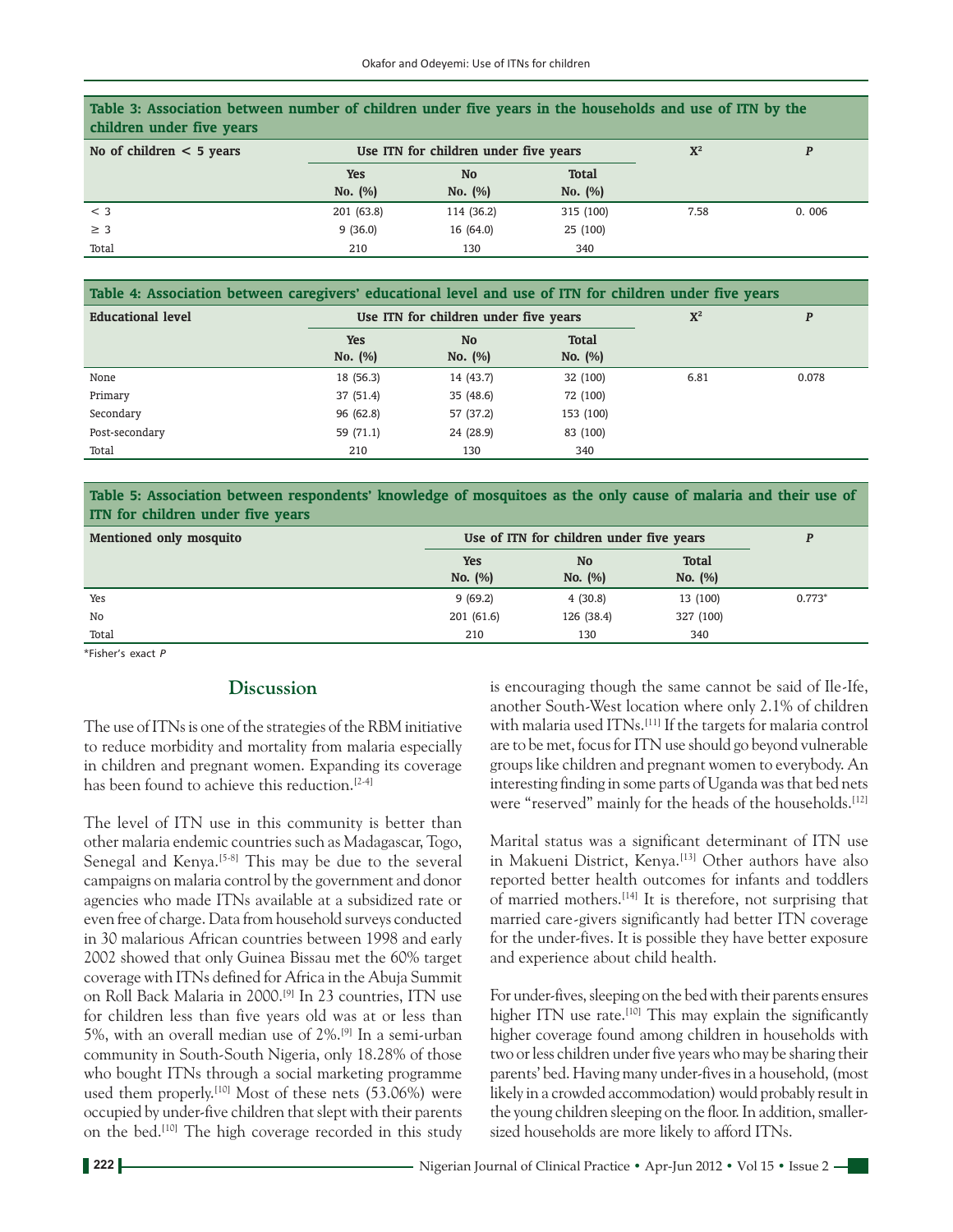**Table 3: Association between number of children under five years in the households and use of ITN by the children under five years**

| No of children < 5 years | Use ITN for children under five years | | | $X^2$ | *P* |
|---|---|---|---|---|---|
| | Yes No. (%) | No No. (%) | Total No. (%) | | |
| < 3 | 201 (63.8) | 114 (36.2) | 315 (100) | 7.58 | 0. 006 |
| ≥ 3 | 9 (36.0) | 16 (64.0) | 25 (100) | | |
| Total | 210 | 130 | 340 | | |

**Table 4: Association between caregivers' educational level and use of ITN for children under five years**

| Educational level | Use ITN for children under five years | | | $X^2$ | *P* |
|---|---|---|---|---|---|
| | Yes No. (%) | No No. (%) | Total No. (%) | | |
| None | 18 (56.3) | 14 (43.7) | 32 (100) | 6.81 | 0.078 |
| Primary | 37 (51.4) | 35 (48.6) | 72 (100) | | |
| Secondary | 96 (62.8) | 57 (37.2) | 153 (100) | | |
| Post-secondary | 59 (71.1) | 24 (28.9) | 83 (100) | | |
| Total | 210 | 130 | 340 | | |

**Table 5: Association between respondents' knowledge of mosquitoes as the only cause of malaria and their use of ITN for children under five years**

| Mentioned only mosquito | Use of ITN for children under five years | | | *P* |
|---|---|---|---|---|
| | Yes No. (%) | No No. (%) | Total No. (%) | |
| Yes | 9 (69.2) | 4 (30.8) | 13 (100) | 0.773* |
| No | 201 (61.6) | 126 (38.4) | 327 (100) | |
| Total | 210 | 130 | 340 | |

*Fisher's exact *P*

## Discussion

The use of ITNs is one of the strategies of the RBM initiative to reduce morbidity and mortality from malaria especially in children and pregnant women. Expanding its coverage has been found to achieve this reduction.[2-4]

The level of ITN use in this community is better than other malaria endemic countries such as Madagascar, Togo, Senegal and Kenya.[5-8] This may be due to the several campaigns on malaria control by the government and donor agencies who made ITNs available at a subsidized rate or even free of charge. Data from household surveys conducted in 30 malarious African countries between 1998 and early 2002 showed that only Guinea Bissau met the 60% target coverage with ITNs defined for Africa in the Abuja Summit on Roll Back Malaria in 2000.[9] In 23 countries, ITN use for children less than five years old was at or less than 5%, with an overall median use of 2%.[9] In a semi-urban community in South-South Nigeria, only 18.28% of those who bought ITNs through a social marketing programme used them properly.[10] Most of these nets (53.06%) were occupied by under-five children that slept with their parents on the bed.[10] The high coverage recorded in this study is encouraging though the same cannot be said of Ile-Ife, another South-West location where only 2.1% of children with malaria used ITNs.[11] If the targets for malaria control are to be met, focus for ITN use should go beyond vulnerable groups like children and pregnant women to everybody. An interesting finding in some parts of Uganda was that bed nets were "reserved" mainly for the heads of the households.[12]

Marital status was a significant determinant of ITN use in Makueni District, Kenya.[13] Other authors have also reported better health outcomes for infants and toddlers of married mothers.[14] It is therefore, not surprising that married care-givers significantly had better ITN coverage for the under-fives. It is possible they have better exposure and experience about child health.

For under-fives, sleeping on the bed with their parents ensures higher ITN use rate.[10] This may explain the significantly higher coverage found among children in households with two or less children under five years who may be sharing their parents' bed. Having many under-fives in a household, (most likely in a crowded accommodation) would probably result in the young children sleeping on the floor. In addition, smaller-sized households are more likely to afford ITNs.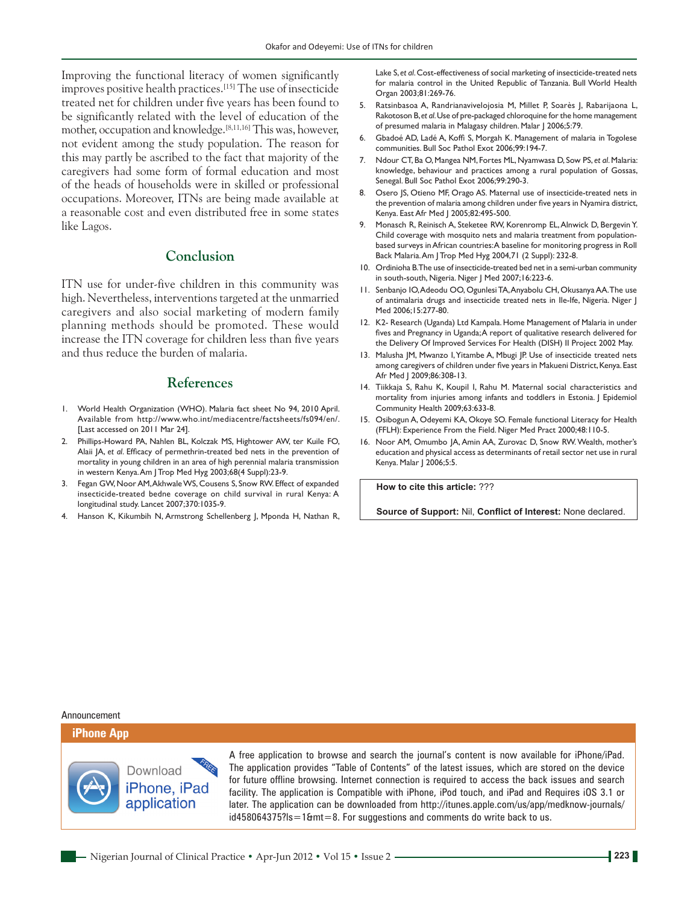Improving the functional literacy of women significantly improves positive health practices.[15] The use of insecticide treated net for children under five years has been found to be significantly related with the level of education of the mother, occupation and knowledge.[8,11,16] This was, however, not evident among the study population. The reason for this may partly be ascribed to the fact that majority of the caregivers had some form of formal education and most of the heads of households were in skilled or professional occupations. Moreover, ITNs are being made available at a reasonable cost and even distributed free in some states like Lagos.

## Conclusion

ITN use for under-five children in this community was high. Nevertheless, interventions targeted at the unmarried caregivers and also social marketing of modern family planning methods should be promoted. These would increase the ITN coverage for children less than five years and thus reduce the burden of malaria.

## References

1. World Health Organization (WHO). Malaria fact sheet No 94, 2010 April. Available from http://www.who.int/mediacentre/factsheets/fs094/en/. [Last accessed on 2011 Mar 24].
2. Phillips-Howard PA, Nahlen BL, Kolczak MS, Hightower AW, ter Kuile FO, Alaii JA, *et al*. Efficacy of permethrin-treated bed nets in the prevention of mortality in young children in an area of high perennial malaria transmission in western Kenya. Am J Trop Med Hyg 2003;68(4 Suppl):23-9.
3. Fegan GW, Noor AM, Akhwale WS, Cousens S, Snow RW. Effect of expanded insecticide-treated bedne coverage on child survival in rural Kenya: A longitudinal study. Lancet 2007;370:1035-9.
4. Hanson K, Kikumbih N, Armstrong Schellenberg J, Mponda H, Nathan R, Lake S, *et al*. Cost-effectiveness of social marketing of insecticide-treated nets for malaria control in the United Republic of Tanzania. Bull World Health Organ 2003;81:269-76.
5. Ratsinbasoa A, Randrianavivelojosia M, Millet P, Soarès J, Rabarijaona L, Rakotoson B, *et al*. Use of pre-packaged chloroquine for the home management of presumed malaria in Malagasy children. Malar J 2006;5:79.
6. Gbadoé AD, Ladé A, Koffi S, Morgah K. Management of malaria in Togolese communities. Bull Soc Pathol Exot 2006;99:194-7.
7. Ndour CT, Ba O, Mangea NM, Fortes ML, Nyamwasa D, Sow PS, *et al*. Malaria: knowledge, behaviour and practices among a rural population of Gossas, Senegal. Bull Soc Pathol Exot 2006;99:290-3.
8. Osero JS, Otieno MF, Orago AS. Maternal use of insecticide-treated nets in the prevention of malaria among children under five years in Nyamira district, Kenya. East Afr Med J 2005;82:495-500.
9. Monasch R, Reinisch A, Steketee RW, Korenromp EL, Alnwick D, Bergevin Y. Child coverage with mosquito nets and malaria treatment from population-based surveys in African countries: A baseline for monitoring progress in Roll Back Malaria. Am J Trop Med Hyg 2004,71 (2 Suppl): 232-8.
10. Ordinioha B. The use of insecticide-treated bed net in a semi-urban community in south-south, Nigeria. Niger J Med 2007;16:223-6.
11. Senbanjo IO, Adeodu OO, Ogunlesi TA, Anyabolu CH, Okusanya AA. The use of antimalaria drugs and insecticide treated nets in Ile-Ife, Nigeria. Niger J Med 2006;15:277-80.
12. K2- Research (Uganda) Ltd Kampala. Home Management of Malaria in under fives and Pregnancy in Uganda; A report of qualitative research delivered for the Delivery Of Improved Services For Health (DISH) II Project 2002 May.
13. Malusha JM, Mwanzo I, Yitambe A, Mbugi JP. Use of insecticide treated nets among caregivers of children under five years in Makueni District, Kenya. East Afr Med J 2009;86:308-13.
14. Tiikkaja S, Rahu K, Koupil I, Rahu M. Maternal social characteristics and mortality from injuries among infants and toddlers in Estonia. J Epidemiol Community Health 2009;63:633-8.
15. Osibogun A, Odeyemi KA, Okoye SO. Female functional Literacy for Health (FFLH): Experience From the Field. Niger Med Pract 2000;48:110-5.
16. Noor AM, Omumbo JA, Amin AA, Zurovac D, Snow RW. Wealth, mother's education and physical access as determinants of retail sector net use in rural Kenya. Malar J 2006;5:5.

**How to cite this article:** ???

**Source of Support:** Nil, **Conflict of Interest:** None declared.

Announcement

**iPhone App**

Download iPhone, iPad application FREE

A free application to browse and search the journal's content is now available for iPhone/iPad. The application provides "Table of Contents" of the latest issues, which are stored on the device for future offline browsing. Internet connection is required to access the back issues and search facility. The application is Compatible with iPhone, iPod touch, and iPad and Requires iOS 3.1 or later. The application can be downloaded from http://itunes.apple.com/us/app/medknow-journals/id458064375?ls=1&mt=8. For suggestions and comments do write back to us.